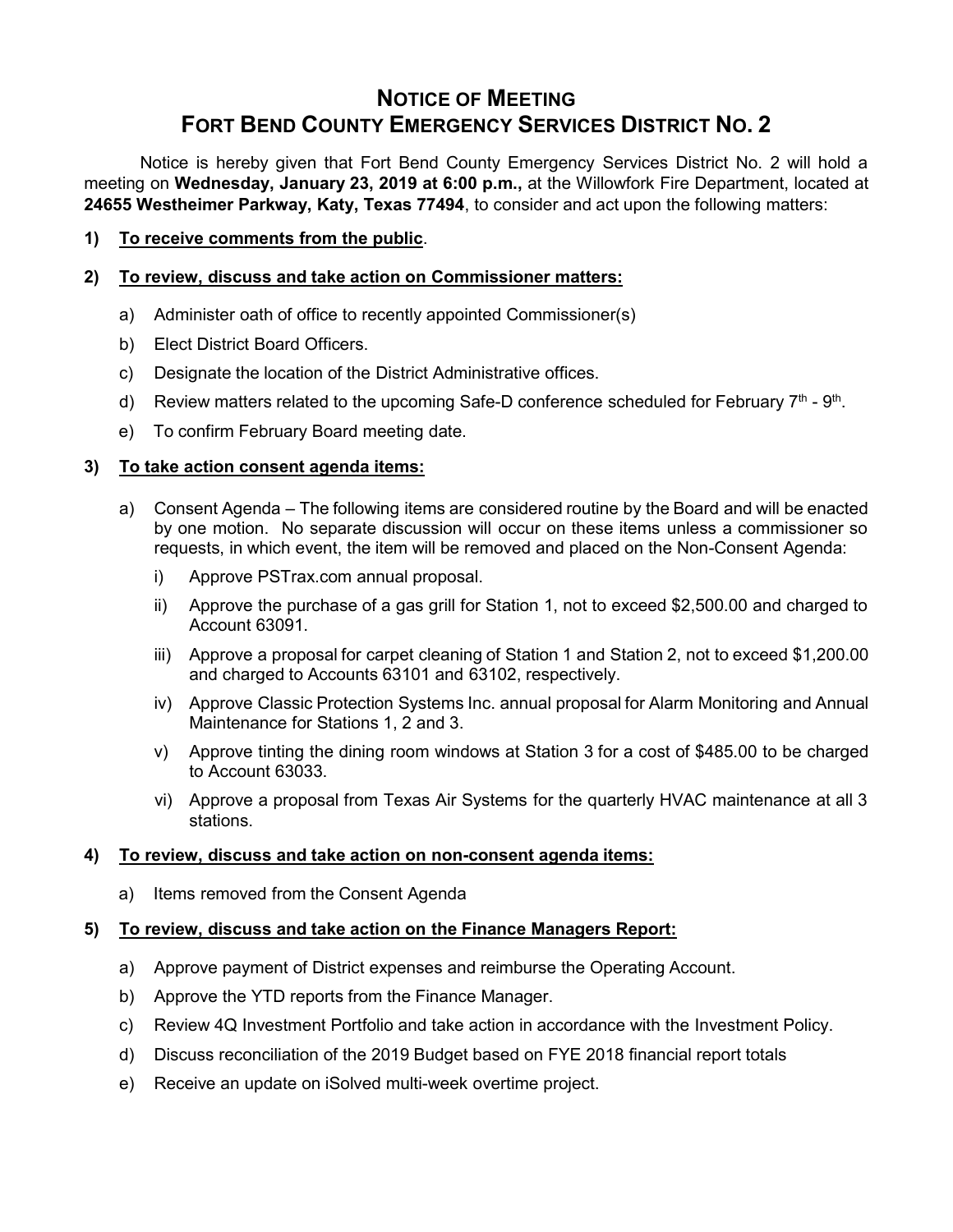# NOTICE OF MEETING
# FORT BEND COUNTY EMERGENCY SERVICES DISTRICT NO. 2

Notice is hereby given that Fort Bend County Emergency Services District No. 2 will hold a meeting on **Wednesday, January 23, 2019 at 6:00 p.m.,** at the Willowfork Fire Department, located at **24655 Westheimer Parkway, Katy, Texas 77494**, to consider and act upon the following matters:

**1) To receive comments from the public.**

**2) To review, discuss and take action on Commissioner matters:**

a) Administer oath of office to recently appointed Commissioner(s)

b) Elect District Board Officers.

c) Designate the location of the District Administrative offices.

d) Review matters related to the upcoming Safe-D conference scheduled for February 7th - 9th.

e) To confirm February Board meeting date.

**3) To take action consent agenda items:**

a) Consent Agenda – The following items are considered routine by the Board and will be enacted by one motion. No separate discussion will occur on these items unless a commissioner so requests, in which event, the item will be removed and placed on the Non-Consent Agenda:

i) Approve PSTrax.com annual proposal.

ii) Approve the purchase of a gas grill for Station 1, not to exceed $2,500.00 and charged to Account 63091.

iii) Approve a proposal for carpet cleaning of Station 1 and Station 2, not to exceed $1,200.00 and charged to Accounts 63101 and 63102, respectively.

iv) Approve Classic Protection Systems Inc. annual proposal for Alarm Monitoring and Annual Maintenance for Stations 1, 2 and 3.

v) Approve tinting the dining room windows at Station 3 for a cost of $485.00 to be charged to Account 63033.

vi) Approve a proposal from Texas Air Systems for the quarterly HVAC maintenance at all 3 stations.

**4) To review, discuss and take action on non-consent agenda items:**

a) Items removed from the Consent Agenda

**5) To review, discuss and take action on the Finance Managers Report:**

a) Approve payment of District expenses and reimburse the Operating Account.

b) Approve the YTD reports from the Finance Manager.

c) Review 4Q Investment Portfolio and take action in accordance with the Investment Policy.

d) Discuss reconciliation of the 2019 Budget based on FYE 2018 financial report totals

e) Receive an update on iSolved multi-week overtime project.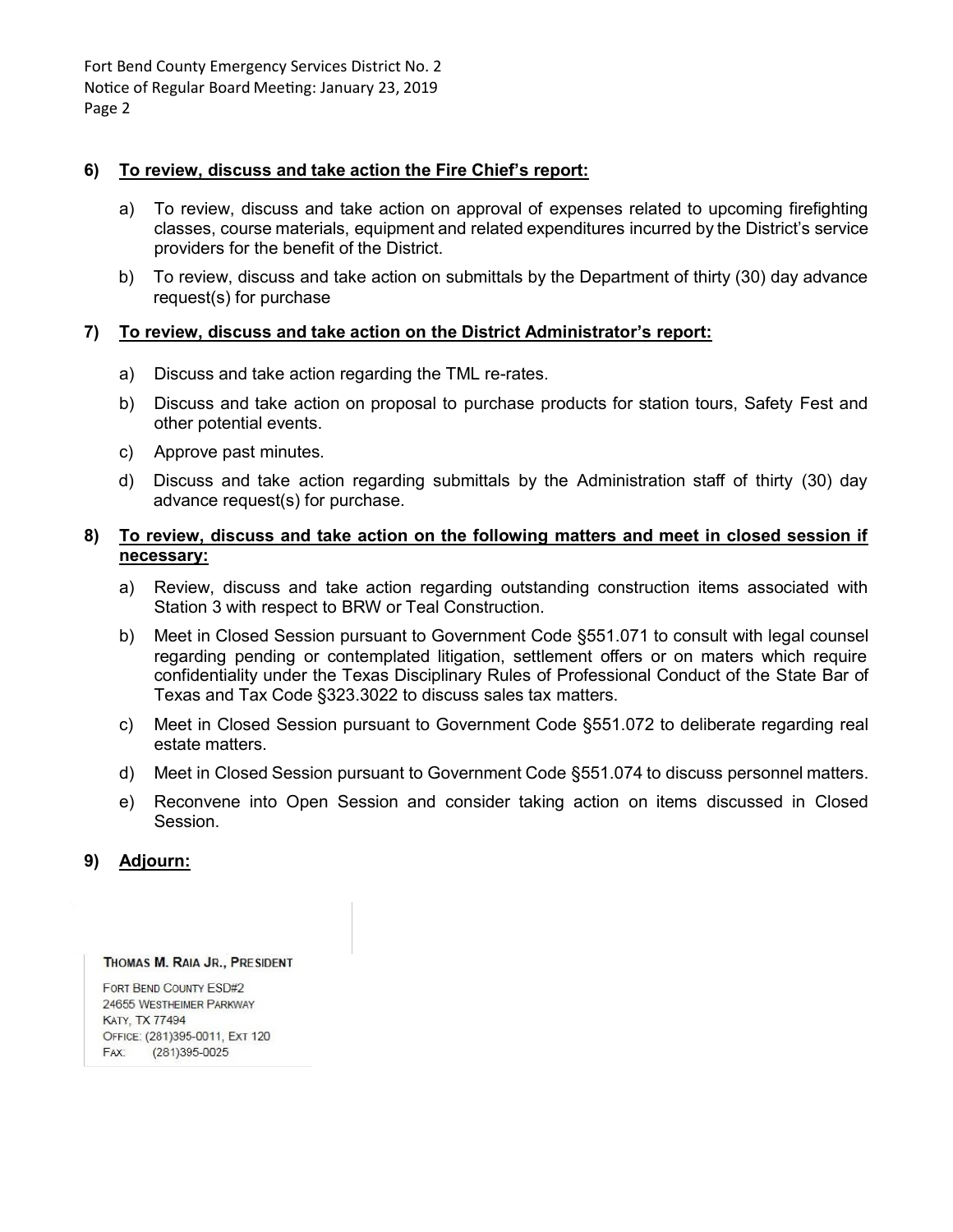**6) To review, discuss and take action the Fire Chief's report:**

a) To review, discuss and take action on approval of expenses related to upcoming firefighting classes, course materials, equipment and related expenditures incurred by the District's service providers for the benefit of the District.

b) To review, discuss and take action on submittals by the Department of thirty (30) day advance request(s) for purchase

**7) To review, discuss and take action on the District Administrator's report:**

a) Discuss and take action regarding the TML re-rates.

b) Discuss and take action on proposal to purchase products for station tours, Safety Fest and other potential events.

c) Approve past minutes.

d) Discuss and take action regarding submittals by the Administration staff of thirty (30) day advance request(s) for purchase.

**8) To review, discuss and take action on the following matters and meet in closed session if necessary:**

a) Review, discuss and take action regarding outstanding construction items associated with Station 3 with respect to BRW or Teal Construction.

b) Meet in Closed Session pursuant to Government Code §551.071 to consult with legal counsel regarding pending or contemplated litigation, settlement offers or on maters which require confidentiality under the Texas Disciplinary Rules of Professional Conduct of the State Bar of Texas and Tax Code §323.3022 to discuss sales tax matters.

c) Meet in Closed Session pursuant to Government Code §551.072 to deliberate regarding real estate matters.

d) Meet in Closed Session pursuant to Government Code §551.074 to discuss personnel matters.

e) Reconvene into Open Session and consider taking action on items discussed in Closed Session.

**9) Adjourn:**

THOMAS M. RAIA JR., PRESIDENT

FORT BEND COUNTY ESD#2
24655 WESTHEIMER PARKWAY
KATY, TX 77494
OFFICE: (281)395-0011, EXT 120
FAX: (281)395-0025